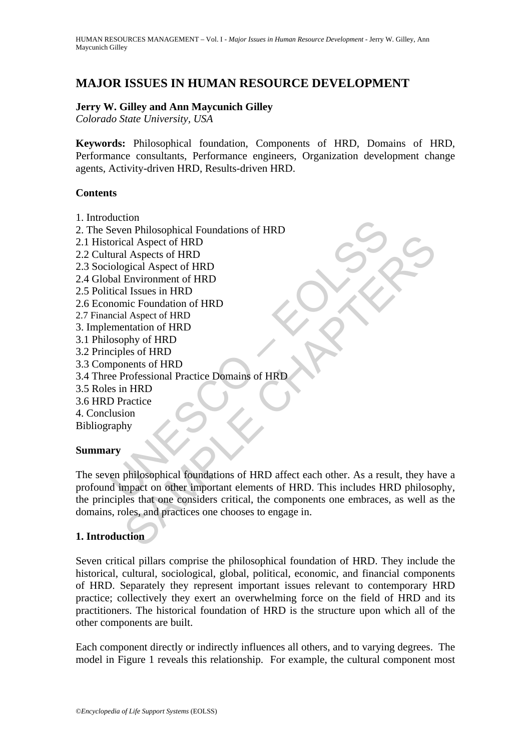# MAJOR ISSUES IN HUMAN RESOURCE DEVELOPMENT

**Jerry W. Gilley and Ann Maycunich Gilley**
*Colorado State University, USA*

**Keywords:** Philosophical foundation, Components of HRD, Domains of HRD, Performance consultants, Performance engineers, Organization development change agents, Activity-driven HRD, Results-driven HRD.

**Contents**

1. Introduction
2. The Seven Philosophical Foundations of HRD
2.1 Historical Aspect of HRD
2.2 Cultural Aspects of HRD
2.3 Sociological Aspect of HRD
2.4 Global Environment of HRD
2.5 Political Issues in HRD
2.6 Economic Foundation of HRD
2.7 Financial Aspect of HRD
3. Implementation of HRD
3.1 Philosophy of HRD
3.2 Principles of HRD
3.3 Components of HRD
3.4 Three Professional Practice Domains of HRD
3.5 Roles in HRD
3.6 HRD Practice
4. Conclusion
Bibliography

**Summary**

The seven philosophical foundations of HRD affect each other. As a result, they have a profound impact on other important elements of HRD. This includes HRD philosophy, the principles that one considers critical, the components one embraces, as well as the domains, roles, and practices one chooses to engage in.

## 1. Introduction

Seven critical pillars comprise the philosophical foundation of HRD. They include the historical, cultural, sociological, global, political, economic, and financial components of HRD. Separately they represent important issues relevant to contemporary HRD practice; collectively they exert an overwhelming force on the field of HRD and its practitioners. The historical foundation of HRD is the structure upon which all of the other components are built.

Each component directly or indirectly influences all others, and to varying degrees. The model in Figure 1 reveals this relationship. For example, the cultural component most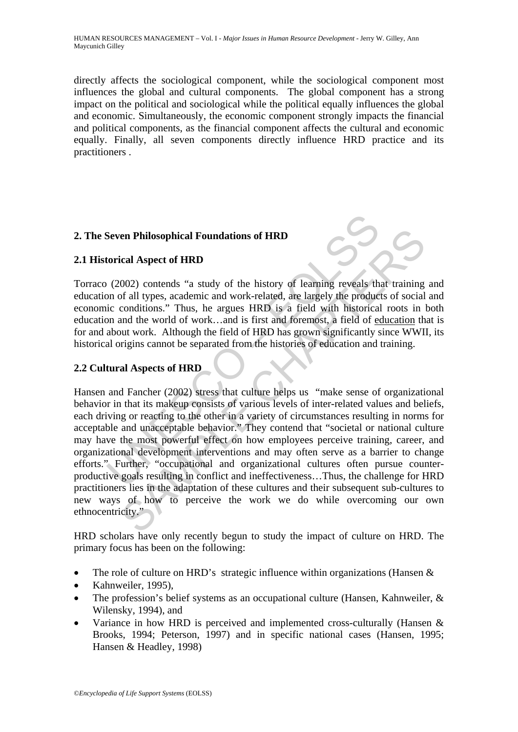directly affects the sociological component, while the sociological component most influences the global and cultural components. The global component has a strong impact on the political and sociological while the political equally influences the global and economic. Simultaneously, the economic component strongly impacts the financial and political components, as the financial component affects the cultural and economic equally. Finally, all seven components directly influence HRD practice and its practitioners .

## 2. The Seven Philosophical Foundations of HRD

### 2.1 Historical Aspect of HRD

Torraco (2002) contends "a study of the history of learning reveals that training and education of all types, academic and work-related, are largely the products of social and economic conditions." Thus, he argues HRD is a field with historical roots in both education and the world of work…and is first and foremost, a field of education that is for and about work. Although the field of HRD has grown significantly since WWII, its historical origins cannot be separated from the histories of education and training.

### 2.2 Cultural Aspects of HRD

Hansen and Fancher (2002) stress that culture helps us "make sense of organizational behavior in that its makeup consists of various levels of inter-related values and beliefs, each driving or reacting to the other in a variety of circumstances resulting in norms for acceptable and unacceptable behavior." They contend that "societal or national culture may have the most powerful effect on how employees perceive training, career, and organizational development interventions and may often serve as a barrier to change efforts." Further, "occupational and organizational cultures often pursue counter-productive goals resulting in conflict and ineffectiveness…Thus, the challenge for HRD practitioners lies in the adaptation of these cultures and their subsequent sub-cultures to new ways of how to perceive the work we do while overcoming our own ethnocentricity."

HRD scholars have only recently begun to study the impact of culture on HRD. The primary focus has been on the following:

- The role of culture on HRD's strategic influence within organizations (Hansen &
- Kahnweiler, 1995),
- The profession's belief systems as an occupational culture (Hansen, Kahnweiler, & Wilensky, 1994), and
- Variance in how HRD is perceived and implemented cross-culturally (Hansen & Brooks, 1994; Peterson, 1997) and in specific national cases (Hansen, 1995; Hansen & Headley, 1998)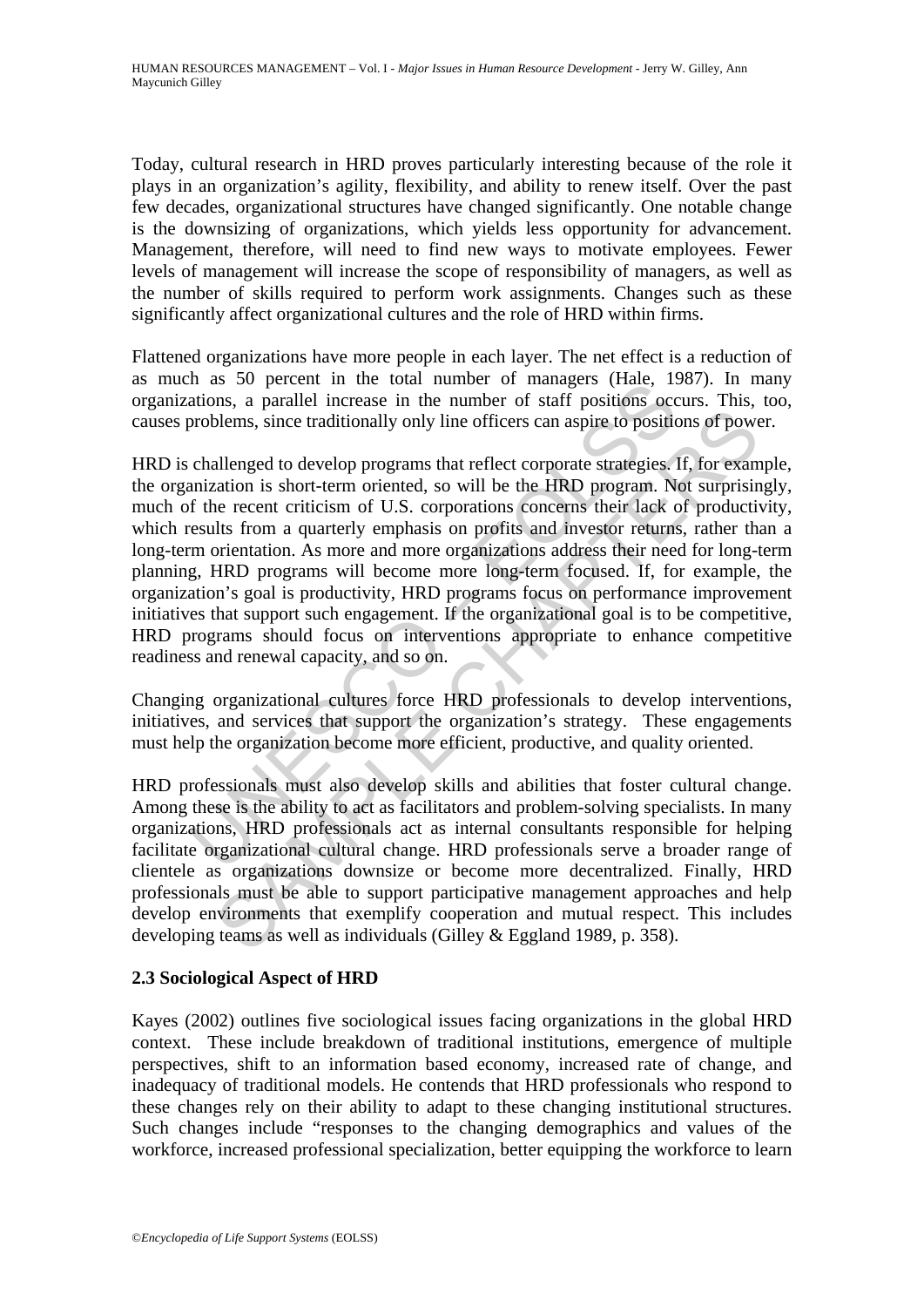Today, cultural research in HRD proves particularly interesting because of the role it plays in an organization's agility, flexibility, and ability to renew itself. Over the past few decades, organizational structures have changed significantly. One notable change is the downsizing of organizations, which yields less opportunity for advancement. Management, therefore, will need to find new ways to motivate employees. Fewer levels of management will increase the scope of responsibility of managers, as well as the number of skills required to perform work assignments. Changes such as these significantly affect organizational cultures and the role of HRD within firms.

Flattened organizations have more people in each layer. The net effect is a reduction of as much as 50 percent in the total number of managers (Hale, 1987). In many organizations, a parallel increase in the number of staff positions occurs. This, too, causes problems, since traditionally only line officers can aspire to positions of power.

HRD is challenged to develop programs that reflect corporate strategies. If, for example, the organization is short-term oriented, so will be the HRD program. Not surprisingly, much of the recent criticism of U.S. corporations concerns their lack of productivity, which results from a quarterly emphasis on profits and investor returns, rather than a long-term orientation. As more and more organizations address their need for long-term planning, HRD programs will become more long-term focused. If, for example, the organization's goal is productivity, HRD programs focus on performance improvement initiatives that support such engagement. If the organizational goal is to be competitive, HRD programs should focus on interventions appropriate to enhance competitive readiness and renewal capacity, and so on.

Changing organizational cultures force HRD professionals to develop interventions, initiatives, and services that support the organization's strategy. These engagements must help the organization become more efficient, productive, and quality oriented.

HRD professionals must also develop skills and abilities that foster cultural change. Among these is the ability to act as facilitators and problem-solving specialists. In many organizations, HRD professionals act as internal consultants responsible for helping facilitate organizational cultural change. HRD professionals serve a broader range of clientele as organizations downsize or become more decentralized. Finally, HRD professionals must be able to support participative management approaches and help develop environments that exemplify cooperation and mutual respect. This includes developing teams as well as individuals (Gilley & Eggland 1989, p. 358).

### 2.3 Sociological Aspect of HRD

Kayes (2002) outlines five sociological issues facing organizations in the global HRD context. These include breakdown of traditional institutions, emergence of multiple perspectives, shift to an information based economy, increased rate of change, and inadequacy of traditional models. He contends that HRD professionals who respond to these changes rely on their ability to adapt to these changing institutional structures. Such changes include "responses to the changing demographics and values of the workforce, increased professional specialization, better equipping the workforce to learn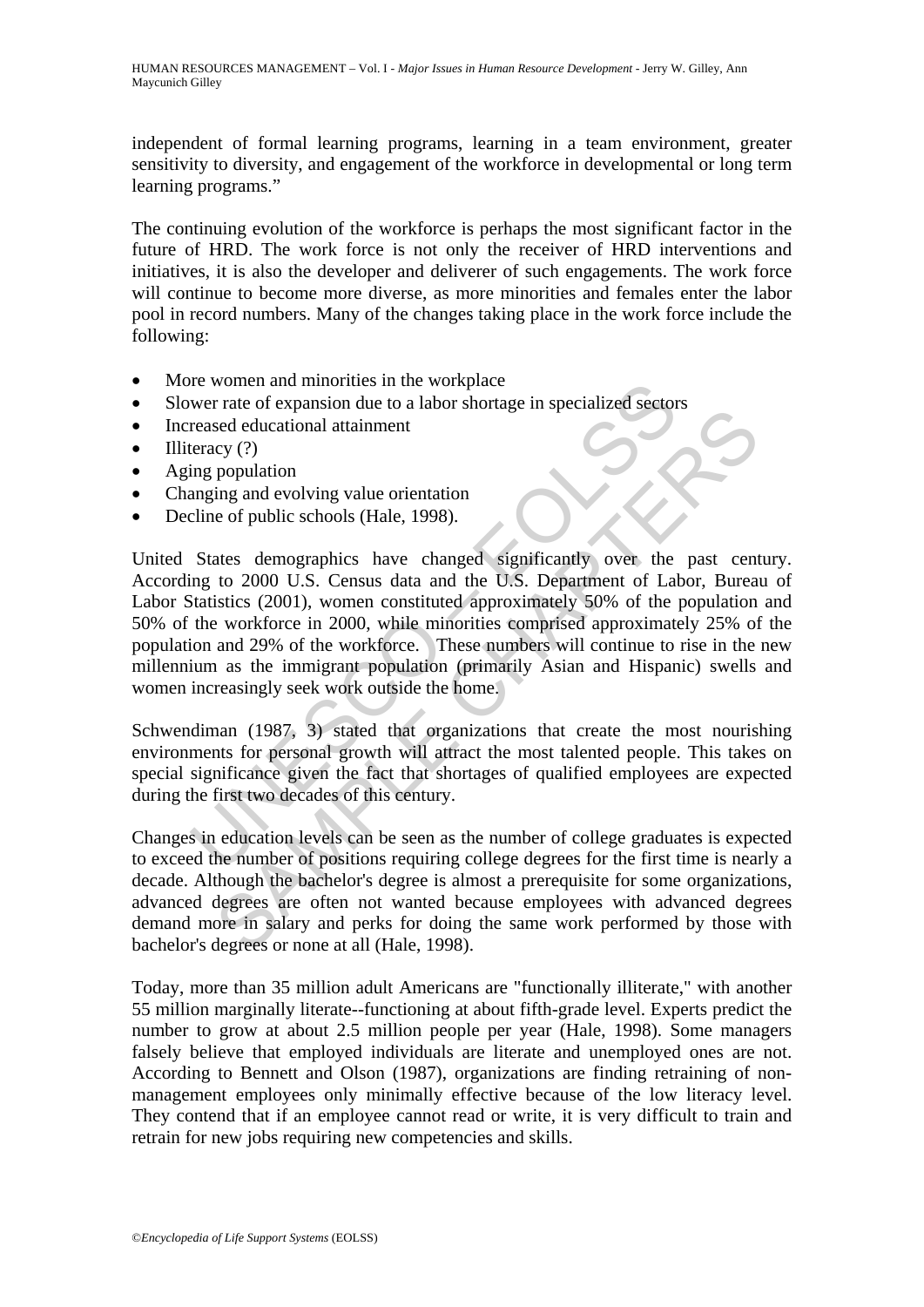independent of formal learning programs, learning in a team environment, greater sensitivity to diversity, and engagement of the workforce in developmental or long term learning programs."

The continuing evolution of the workforce is perhaps the most significant factor in the future of HRD. The work force is not only the receiver of HRD interventions and initiatives, it is also the developer and deliverer of such engagements. The work force will continue to become more diverse, as more minorities and females enter the labor pool in record numbers. Many of the changes taking place in the work force include the following:

- More women and minorities in the workplace
- Slower rate of expansion due to a labor shortage in specialized sectors
- Increased educational attainment
- Illiteracy (?)
- Aging population
- Changing and evolving value orientation
- Decline of public schools (Hale, 1998).

United States demographics have changed significantly over the past century. According to 2000 U.S. Census data and the U.S. Department of Labor, Bureau of Labor Statistics (2001), women constituted approximately 50% of the population and 50% of the workforce in 2000, while minorities comprised approximately 25% of the population and 29% of the workforce. These numbers will continue to rise in the new millennium as the immigrant population (primarily Asian and Hispanic) swells and women increasingly seek work outside the home.

Schwendiman (1987, 3) stated that organizations that create the most nourishing environments for personal growth will attract the most talented people. This takes on special significance given the fact that shortages of qualified employees are expected during the first two decades of this century.

Changes in education levels can be seen as the number of college graduates is expected to exceed the number of positions requiring college degrees for the first time is nearly a decade. Although the bachelor's degree is almost a prerequisite for some organizations, advanced degrees are often not wanted because employees with advanced degrees demand more in salary and perks for doing the same work performed by those with bachelor's degrees or none at all (Hale, 1998).

Today, more than 35 million adult Americans are "functionally illiterate," with another 55 million marginally literate--functioning at about fifth-grade level. Experts predict the number to grow at about 2.5 million people per year (Hale, 1998). Some managers falsely believe that employed individuals are literate and unemployed ones are not. According to Bennett and Olson (1987), organizations are finding retraining of non-management employees only minimally effective because of the low literacy level. They contend that if an employee cannot read or write, it is very difficult to train and retrain for new jobs requiring new competencies and skills.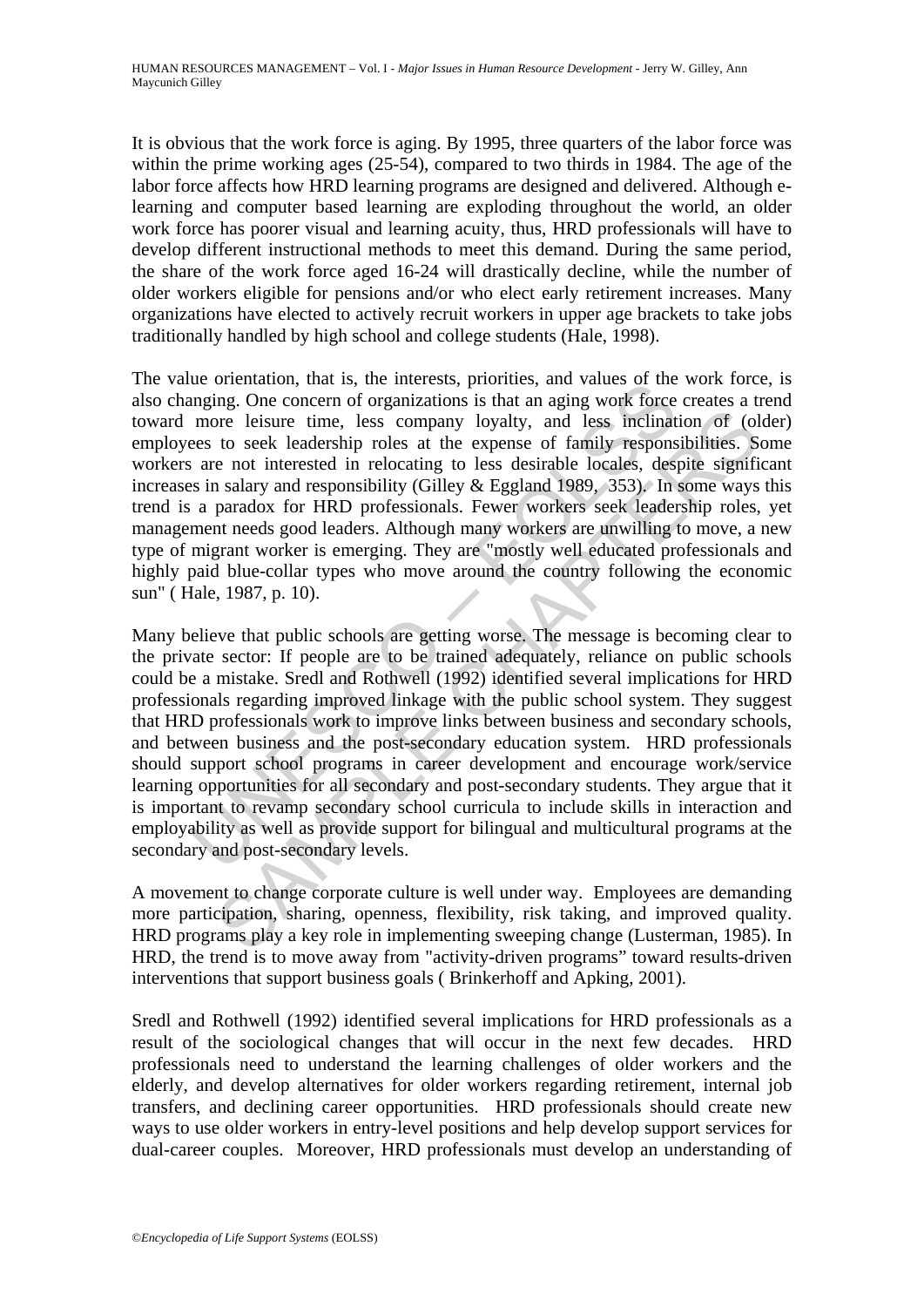It is obvious that the work force is aging. By 1995, three quarters of the labor force was within the prime working ages (25-54), compared to two thirds in 1984. The age of the labor force affects how HRD learning programs are designed and delivered. Although e-learning and computer based learning are exploding throughout the world, an older work force has poorer visual and learning acuity, thus, HRD professionals will have to develop different instructional methods to meet this demand. During the same period, the share of the work force aged 16-24 will drastically decline, while the number of older workers eligible for pensions and/or who elect early retirement increases. Many organizations have elected to actively recruit workers in upper age brackets to take jobs traditionally handled by high school and college students (Hale, 1998).

The value orientation, that is, the interests, priorities, and values of the work force, is also changing. One concern of organizations is that an aging work force creates a trend toward more leisure time, less company loyalty, and less inclination of (older) employees to seek leadership roles at the expense of family responsibilities. Some workers are not interested in relocating to less desirable locales, despite significant increases in salary and responsibility (Gilley & Eggland 1989, 353). In some ways this trend is a paradox for HRD professionals. Fewer workers seek leadership roles, yet management needs good leaders. Although many workers are unwilling to move, a new type of migrant worker is emerging. They are "mostly well educated professionals and highly paid blue-collar types who move around the country following the economic sun" ( Hale, 1987, p. 10).

Many believe that public schools are getting worse. The message is becoming clear to the private sector: If people are to be trained adequately, reliance on public schools could be a mistake. Sredl and Rothwell (1992) identified several implications for HRD professionals regarding improved linkage with the public school system. They suggest that HRD professionals work to improve links between business and secondary schools, and between business and the post-secondary education system. HRD professionals should support school programs in career development and encourage work/service learning opportunities for all secondary and post-secondary students. They argue that it is important to revamp secondary school curricula to include skills in interaction and employability as well as provide support for bilingual and multicultural programs at the secondary and post-secondary levels.

A movement to change corporate culture is well under way. Employees are demanding more participation, sharing, openness, flexibility, risk taking, and improved quality. HRD programs play a key role in implementing sweeping change (Lusterman, 1985). In HRD, the trend is to move away from "activity-driven programs" toward results-driven interventions that support business goals ( Brinkerhoff and Apking, 2001).

Sredl and Rothwell (1992) identified several implications for HRD professionals as a result of the sociological changes that will occur in the next few decades. HRD professionals need to understand the learning challenges of older workers and the elderly, and develop alternatives for older workers regarding retirement, internal job transfers, and declining career opportunities. HRD professionals should create new ways to use older workers in entry-level positions and help develop support services for dual-career couples. Moreover, HRD professionals must develop an understanding of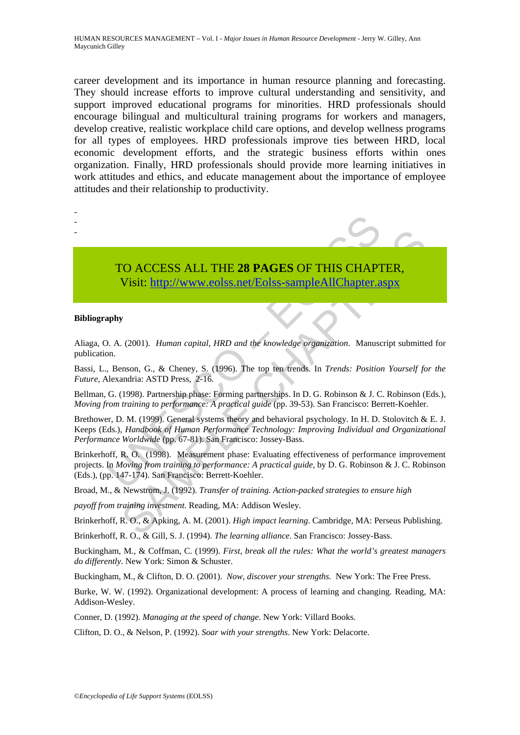career development and its importance in human resource planning and forecasting. They should increase efforts to improve cultural understanding and sensitivity, and support improved educational programs for minorities. HRD professionals should encourage bilingual and multicultural training programs for workers and managers, develop creative, realistic workplace child care options, and develop wellness programs for all types of employees. HRD professionals improve ties between HRD, local economic development efforts, and the strategic business efforts within ones organization. Finally, HRD professionals should provide more learning initiatives in work attitudes and ethics, and educate management about the importance of employee attitudes and their relationship to productivity.

-
-
-

TO ACCESS ALL THE **28 PAGES** OF THIS CHAPTER,
Visit: http://www.eolss.net/Eolss-sampleAllChapter.aspx

**Bibliography**

Aliaga, O. A. (2001). *Human capital, HRD and the knowledge organization*. Manuscript submitted for publication.

Bassi, L., Benson, G., & Cheney, S. (1996). The top ten trends. In *Trends: Position Yourself for the Future,* Alexandria: ASTD Press, 2-16.

Bellman, G. (1998). Partnership phase: Forming partnerships. In D. G. Robinson & J. C. Robinson (Eds.), *Moving from training to performance: A practical guide* (pp. 39-53). San Francisco: Berrett-Koehler.

Brethower, D. M. (1999). General systems theory and behavioral psychology. In H. D. Stolovitch & E. J. Keeps (Eds.), *Handbook of Human Performance Technology: Improving Individual and Organizational Performance Worldwide* (pp. 67-81). San Francisco: Jossey-Bass.

Brinkerhoff, R. O. (1998). Measurement phase: Evaluating effectiveness of performance improvement projects. In *Moving from training to performance: A practical guide*, by D. G. Robinson & J. C. Robinson (Eds.), (pp. 147-174). San Francisco: Berrett-Koehler.

Broad, M., & Newstrom, J. (1992). *Transfer of training. Action-packed strategies to ensure high payoff from training investment.* Reading, MA: Addison Wesley.

Brinkerhoff, R. O., & Apking, A. M. (2001). *High impact learning*. Cambridge, MA: Perseus Publishing.

Brinkerhoff, R. O., & Gill, S. J. (1994). *The learning alliance*. San Francisco: Jossey-Bass.

Buckingham, M., & Coffman, C. (1999). *First, break all the rules: What the world's greatest managers do differently*. New York: Simon & Schuster.

Buckingham, M., & Clifton, D. O. (2001). *Now, discover your strengths.* New York: The Free Press.

Burke, W. W. (1992). Organizational development: A process of learning and changing. Reading, MA: Addison-Wesley.

Conner, D. (1992). *Managing at the speed of change*. New York: Villard Books.

Clifton, D. O., & Nelson, P. (1992). *Soar with your strengths*. New York: Delacorte.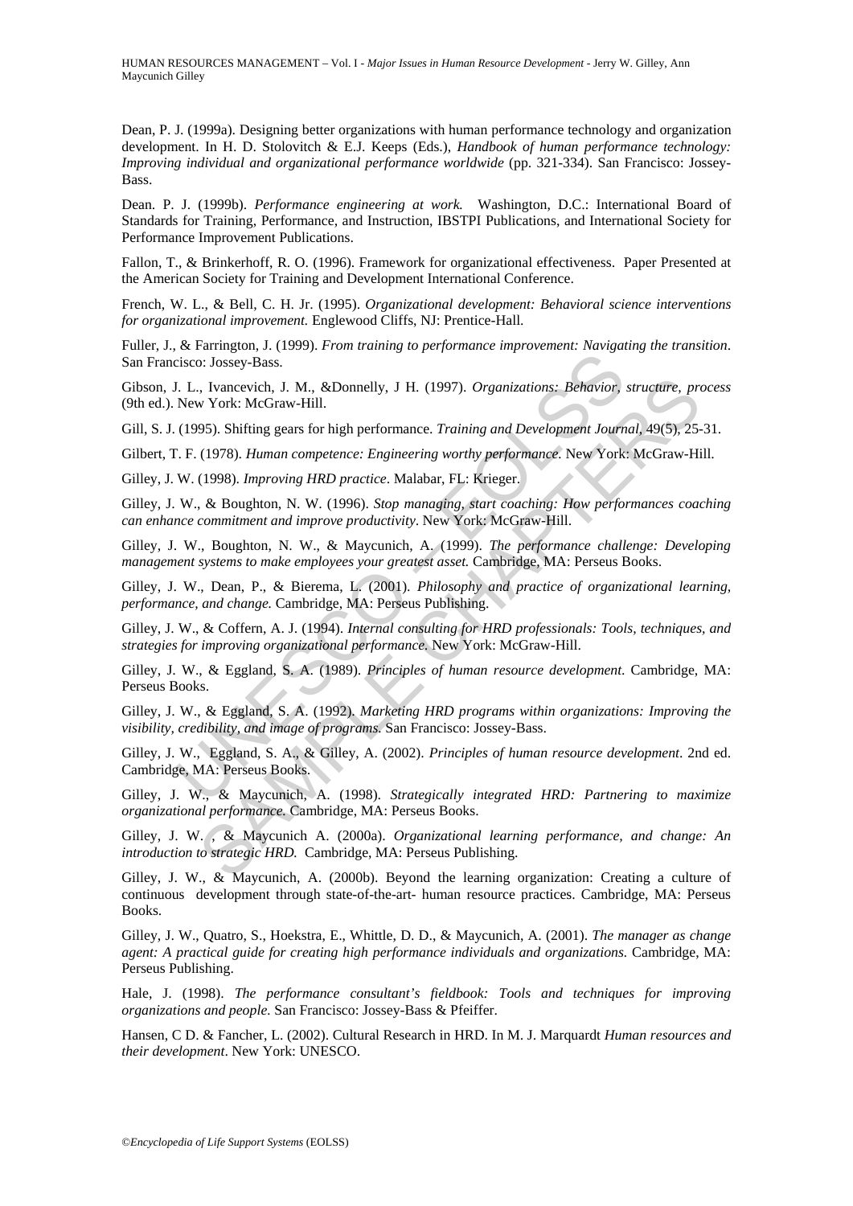Dean, P. J. (1999a). Designing better organizations with human performance technology and organization development. In H. D. Stolovitch & E.J. Keeps (Eds.), *Handbook of human performance technology: Improving individual and organizational performance worldwide* (pp. 321-334). San Francisco: Jossey-Bass.

Dean. P. J. (1999b). *Performance engineering at work.* Washington, D.C.: International Board of Standards for Training, Performance, and Instruction, IBSTPI Publications, and International Society for Performance Improvement Publications.

Fallon, T., & Brinkerhoff, R. O. (1996). Framework for organizational effectiveness. Paper Presented at the American Society for Training and Development International Conference.

French, W. L., & Bell, C. H. Jr. (1995). *Organizational development: Behavioral science interventions for organizational improvement.* Englewood Cliffs, NJ: Prentice-Hall.

Fuller, J., & Farrington, J. (1999). *From training to performance improvement: Navigating the transition*. San Francisco: Jossey-Bass.

Gibson, J. L., Ivancevich, J. M., &Donnelly, J H. (1997). *Organizations: Behavior, structure, process* (9th ed.). New York: McGraw-Hill.

Gill, S. J. (1995). Shifting gears for high performance. *Training and Development Journal*, 49(5), 25-31.

Gilbert, T. F. (1978). *Human competence: Engineering worthy performance*. New York: McGraw-Hill.

Gilley, J. W. (1998). *Improving HRD practice*. Malabar, FL: Krieger.

Gilley, J. W., & Boughton, N. W. (1996). *Stop managing, start coaching: How performances coaching can enhance commitment and improve productivity*. New York: McGraw-Hill.

Gilley, J. W., Boughton, N. W., & Maycunich, A. (1999). *The performance challenge: Developing management systems to make employees your greatest asset.* Cambridge, MA: Perseus Books.

Gilley, J. W., Dean, P., & Bierema, L. (2001). *Philosophy and practice of organizational learning, performance, and change.* Cambridge, MA: Perseus Publishing.

Gilley, J. W., & Coffern, A. J. (1994). *Internal consulting for HRD professionals: Tools, techniques, and strategies for improving organizational performance.* New York: McGraw-Hill.

Gilley, J. W., & Eggland, S. A. (1989). *Principles of human resource development.* Cambridge, MA: Perseus Books.

Gilley, J. W., & Eggland, S. A. (1992). *Marketing HRD programs within organizations: Improving the visibility, credibility, and image of programs.* San Francisco: Jossey-Bass.

Gilley, J. W., Eggland, S. A., & Gilley, A. (2002). *Principles of human resource development*. 2nd ed. Cambridge, MA: Perseus Books.

Gilley, J. W., & Maycunich, A. (1998). *Strategically integrated HRD: Partnering to maximize organizational performance.* Cambridge, MA: Perseus Books.

Gilley, J. W. , & Maycunich A. (2000a). *Organizational learning performance, and change: An introduction to strategic HRD.* Cambridge, MA: Perseus Publishing.

Gilley, J. W., & Maycunich, A. (2000b). Beyond the learning organization: Creating a culture of continuous development through state-of-the-art- human resource practices. Cambridge, MA: Perseus Books.

Gilley, J. W., Quatro, S., Hoekstra, E., Whittle, D. D., & Maycunich, A. (2001). *The manager as change agent: A practical guide for creating high performance individuals and organizations.* Cambridge, MA: Perseus Publishing.

Hale, J. (1998). *The performance consultant's fieldbook: Tools and techniques for improving organizations and people.* San Francisco: Jossey-Bass & Pfeiffer.

Hansen, C D. & Fancher, L. (2002). Cultural Research in HRD. In M. J. Marquardt *Human resources and their development*. New York: UNESCO.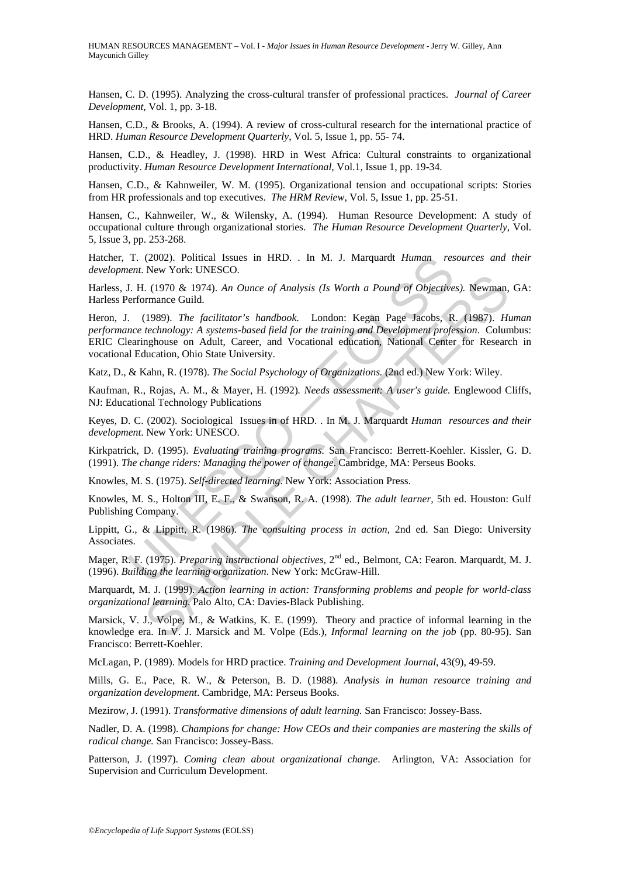Hansen, C. D. (1995). Analyzing the cross-cultural transfer of professional practices. *Journal of Career Development*, Vol. 1, pp. 3-18.

Hansen, C.D., & Brooks, A. (1994). A review of cross-cultural research for the international practice of HRD. *Human Resource Development Quarterly*, Vol. 5, Issue 1, pp. 55- 74.

Hansen, C.D., & Headley, J. (1998). HRD in West Africa: Cultural constraints to organizational productivity. *Human Resource Development International*, Vol.1, Issue 1, pp. 19-34.

Hansen, C.D., & Kahnweiler, W. M. (1995). Organizational tension and occupational scripts: Stories from HR professionals and top executives. *The HRM Review*, Vol. 5, Issue 1, pp. 25-51.

Hansen, C., Kahnweiler, W., & Wilensky, A. (1994). Human Resource Development: A study of occupational culture through organizational stories. *The Human Resource Development Quarterly*, Vol. 5, Issue 3, pp. 253-268.

Hatcher, T. (2002). Political Issues in HRD. . In M. J. Marquardt *Human resources and their development*. New York: UNESCO.

Harless, J. H. (1970 & 1974). *An Ounce of Analysis (Is Worth a Pound of Objectives)*. Newman, GA: Harless Performance Guild.

Heron, J. (1989). *The facilitator's handbook*. London: Kegan Page Jacobs, R. (1987). *Human performance technology: A systems-based field for the training and Development profession*. Columbus: ERIC Clearinghouse on Adult, Career, and Vocational education, National Center for Research in vocational Education, Ohio State University.

Katz, D., & Kahn, R. (1978). *The Social Psychology of Organizations*. (2nd ed.) New York: Wiley.

Kaufman, R., Rojas, A. M., & Mayer, H. (1992). *Needs assessment: A user's guide.* Englewood Cliffs, NJ: Educational Technology Publications

Keyes, D. C. (2002). Sociological Issues in of HRD. . In M. J. Marquardt *Human resources and their development*. New York: UNESCO.

Kirkpatrick, D. (1995). *Evaluating training programs.* San Francisco: Berrett-Koehler. Kissler, G. D. (1991). *The change riders: Managing the power of change*. Cambridge, MA: Perseus Books.

Knowles, M. S. (1975). *Self-directed learning*. New York: Association Press.

Knowles, M. S., Holton III, E. F., & Swanson, R. A. (1998). *The adult learner*, 5th ed. Houston: Gulf Publishing Company.

Lippitt, G., & Lippitt, R. (1986). *The consulting process in action*, 2nd ed. San Diego: University Associates.

Mager, R. F. (1975). *Preparing instructional objectives*, 2nd ed., Belmont, CA: Fearon. Marquardt, M. J. (1996). *Building the learning organization*. New York: McGraw-Hill.

Marquardt, M. J. (1999). *Action learning in action: Transforming problems and people for world-class organizational learning*. Palo Alto, CA: Davies-Black Publishing.

Marsick, V. J., Volpe, M., & Watkins, K. E. (1999). Theory and practice of informal learning in the knowledge era. In V. J. Marsick and M. Volpe (Eds.), *Informal learning on the job* (pp. 80-95). San Francisco: Berrett-Koehler.

McLagan, P. (1989). Models for HRD practice. *Training and Development Journal*, 43(9), 49-59.

Mills, G. E., Pace, R. W., & Peterson, B. D. (1988). *Analysis in human resource training and organization development*. Cambridge, MA: Perseus Books.

Mezirow, J. (1991). *Transformative dimensions of adult learning.* San Francisco: Jossey-Bass.

Nadler, D. A. (1998). *Champions for change: How CEOs and their companies are mastering the skills of radical change.* San Francisco: Jossey-Bass.

Patterson, J. (1997). *Coming clean about organizational change*. Arlington, VA: Association for Supervision and Curriculum Development.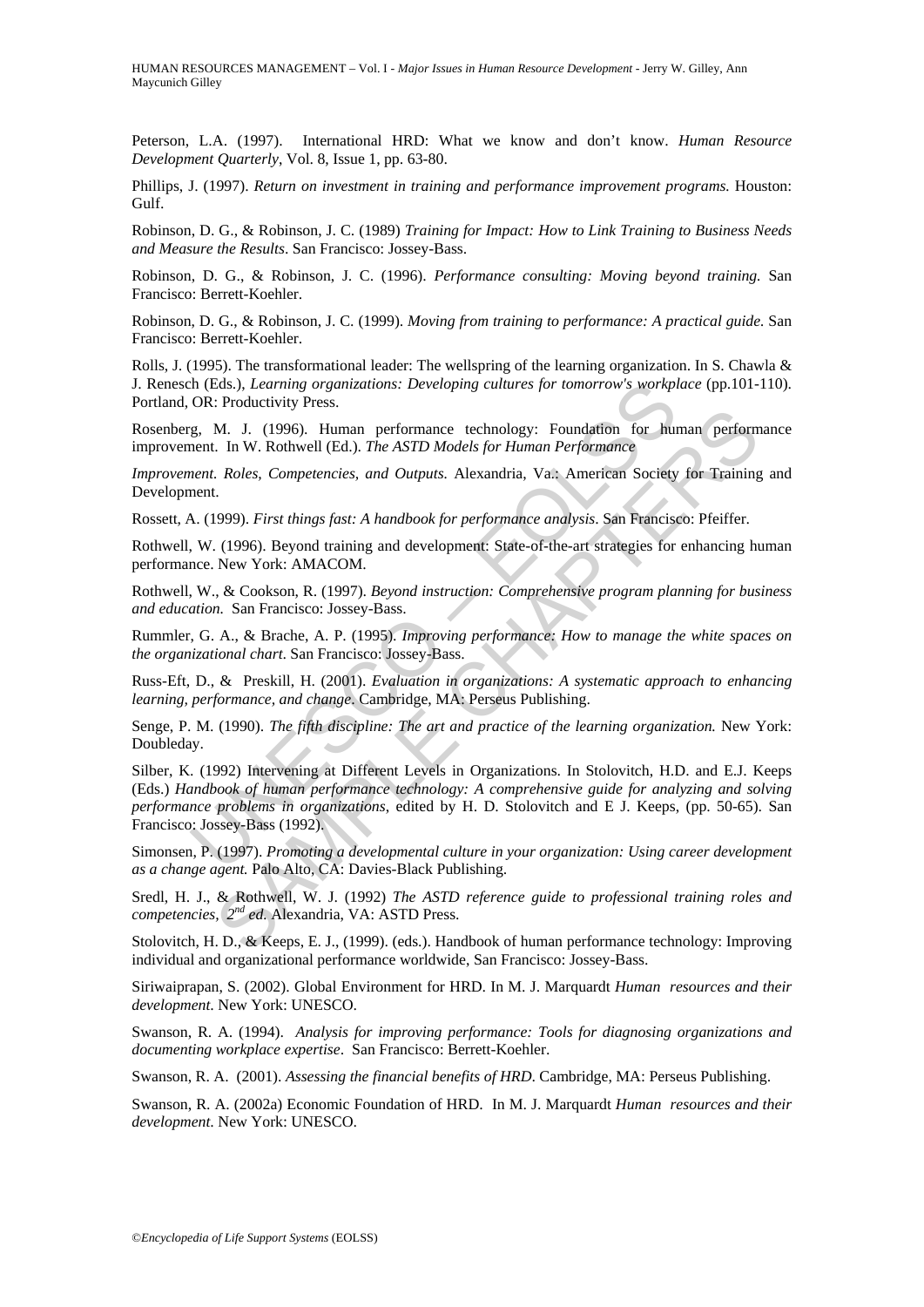Peterson, L.A. (1997). International HRD: What we know and don't know. *Human Resource Development Quarterly*, Vol. 8, Issue 1, pp. 63-80.

Phillips, J. (1997). *Return on investment in training and performance improvement programs.* Houston: Gulf.

Robinson, D. G., & Robinson, J. C. (1989) *Training for Impact: How to Link Training to Business Needs and Measure the Results*. San Francisco: Jossey-Bass.

Robinson, D. G., & Robinson, J. C. (1996). *Performance consulting: Moving beyond training.* San Francisco: Berrett-Koehler.

Robinson, D. G., & Robinson, J. C. (1999). *Moving from training to performance: A practical guide.* San Francisco: Berrett-Koehler.

Rolls, J. (1995). The transformational leader: The wellspring of the learning organization. In S. Chawla & J. Renesch (Eds.), *Learning organizations: Developing cultures for tomorrow's workplace* (pp.101-110). Portland, OR: Productivity Press.

Rosenberg, M. J. (1996). Human performance technology: Foundation for human performance improvement. In W. Rothwell (Ed.). *The ASTD Models for Human Performance*

*Improvement. Roles, Competencies, and Outputs.* Alexandria, Va.: American Society for Training and Development.

Rossett, A. (1999). *First things fast: A handbook for performance analysis*. San Francisco: Pfeiffer.

Rothwell, W. (1996). Beyond training and development: State-of-the-art strategies for enhancing human performance. New York: AMACOM.

Rothwell, W., & Cookson, R. (1997). *Beyond instruction: Comprehensive program planning for business and education.* San Francisco: Jossey-Bass.

Rummler, G. A., & Brache, A. P. (1995). *Improving performance: How to manage the white spaces on the organizational chart.* San Francisco: Jossey-Bass.

Russ-Eft, D., & Preskill, H. (2001). *Evaluation in organizations: A systematic approach to enhancing learning, performance, and change*. Cambridge, MA: Perseus Publishing.

Senge, P. M. (1990). *The fifth discipline: The art and practice of the learning organization.* New York: Doubleday.

Silber, K. (1992) Intervening at Different Levels in Organizations. In Stolovitch, H.D. and E.J. Keeps (Eds.) *Handbook of human performance technology: A comprehensive guide for analyzing and solving performance problems in organizations*, edited by H. D. Stolovitch and E J. Keeps, (pp. 50-65). San Francisco: Jossey-Bass (1992).

Simonsen, P. (1997). *Promoting a developmental culture in your organization: Using career development as a change agent.* Palo Alto, CA: Davies-Black Publishing.

Sredl, H. J., & Rothwell, W. J. (1992) *The ASTD reference guide to professional training roles and competencies, 2nd ed*. Alexandria, VA: ASTD Press.

Stolovitch, H. D., & Keeps, E. J., (1999). (eds.). Handbook of human performance technology: Improving individual and organizational performance worldwide, San Francisco: Jossey-Bass.

Siriwaiprapan, S. (2002). Global Environment for HRD. In M. J. Marquardt *Human resources and their development*. New York: UNESCO.

Swanson, R. A. (1994). *Analysis for improving performance: Tools for diagnosing organizations and documenting workplace expertise*. San Francisco: Berrett-Koehler.

Swanson, R. A. (2001). *Assessing the financial benefits of HRD*. Cambridge, MA: Perseus Publishing.

Swanson, R. A. (2002a) Economic Foundation of HRD. In M. J. Marquardt *Human resources and their development.* New York: UNESCO.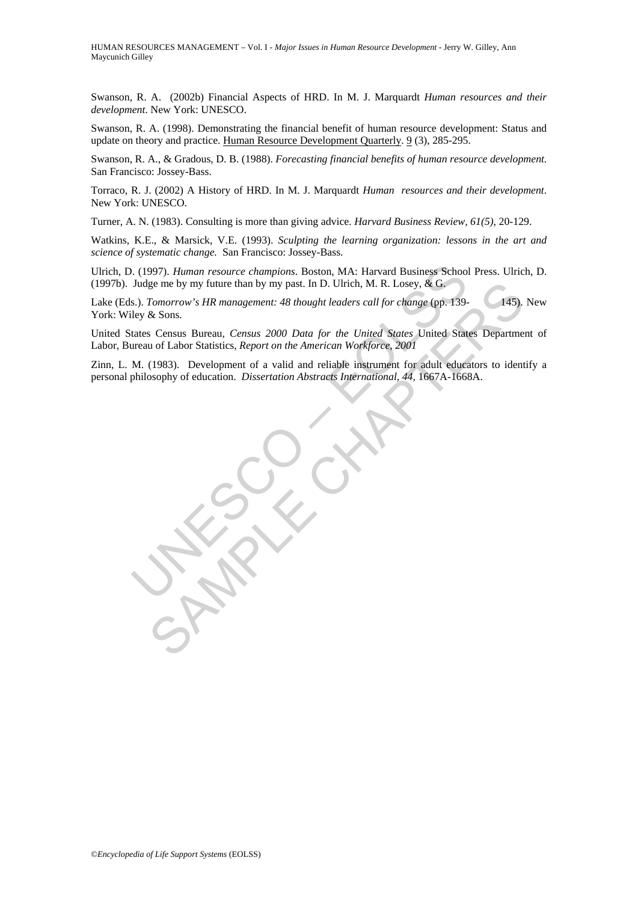Swanson, R. A. (2002b) Financial Aspects of HRD. In M. J. Marquardt *Human resources and their development.* New York: UNESCO.

Swanson, R. A. (1998). Demonstrating the financial benefit of human resource development: Status and update on theory and practice. Human Resource Development Quarterly. 9 (3), 285-295.

Swanson, R. A., & Gradous, D. B. (1988). *Forecasting financial benefits of human resource development.* San Francisco: Jossey-Bass.

Torraco, R. J. (2002) A History of HRD. In M. J. Marquardt *Human resources and their development*. New York: UNESCO.

Turner, A. N. (1983). Consulting is more than giving advice. *Harvard Business Review, 61(5),* 20-129.

Watkins, K.E., & Marsick, V.E. (1993). *Sculpting the learning organization: lessons in the art and science of systematic change.* San Francisco: Jossey-Bass.

Ulrich, D. (1997). *Human resource champions*. Boston, MA: Harvard Business School Press. Ulrich, D. (1997b). Judge me by my future than by my past. In D. Ulrich, M. R. Losey, & G.

Lake (Eds.). *Tomorrow's HR management: 48 thought leaders call for change* (pp. 139- 145). New York: Wiley & Sons.

United States Census Bureau, *Census 2000 Data for the United States* United States Department of Labor, Bureau of Labor Statistics, *Report on the American Workforce, 2001*

Zinn, L. M. (1983). Development of a valid and reliable instrument for adult educators to identify a personal philosophy of education. *Dissertation Abstracts International, 44,* 1667A-1668A.